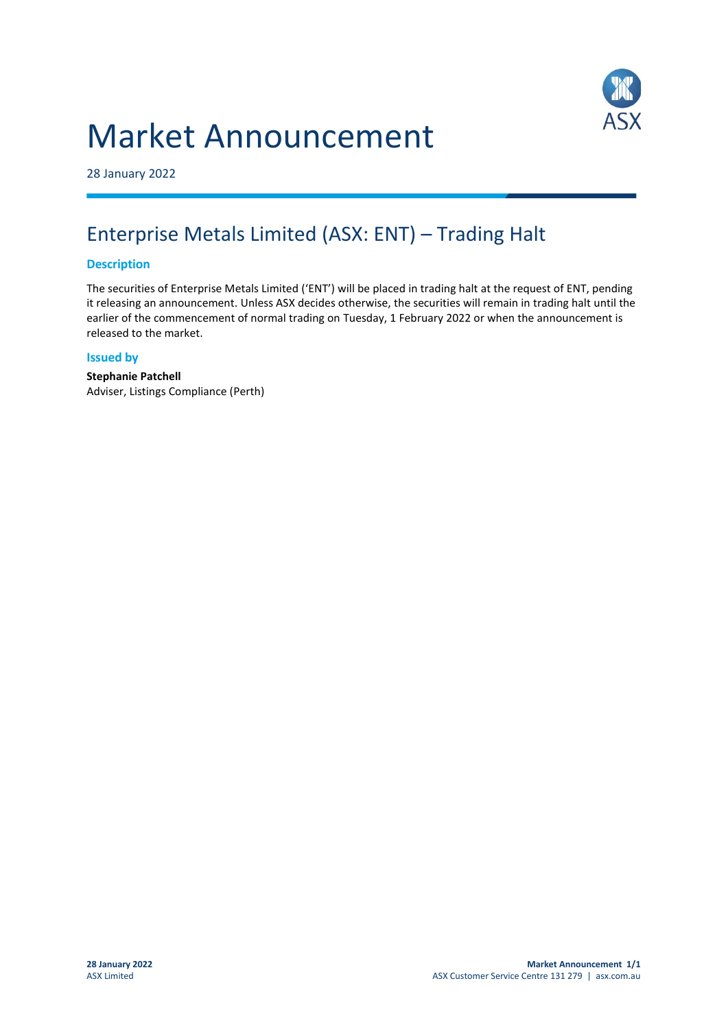# Market Announcement

28 January 2022

## Enterprise Metals Limited (ASX: ENT) – Trading Halt

### Description

The securities of Enterprise Metals Limited ('ENT') will be placed in trading halt at the request of ENT, pending it releasing an announcement. Unless ASX decides otherwise, the securities will remain in trading halt until the earlier of the commencement of normal trading on Tuesday, 1 February 2022 or when the announcement is released to the market.

### Issued by

**Stephanie Patchell**
Adviser, Listings Compliance (Perth)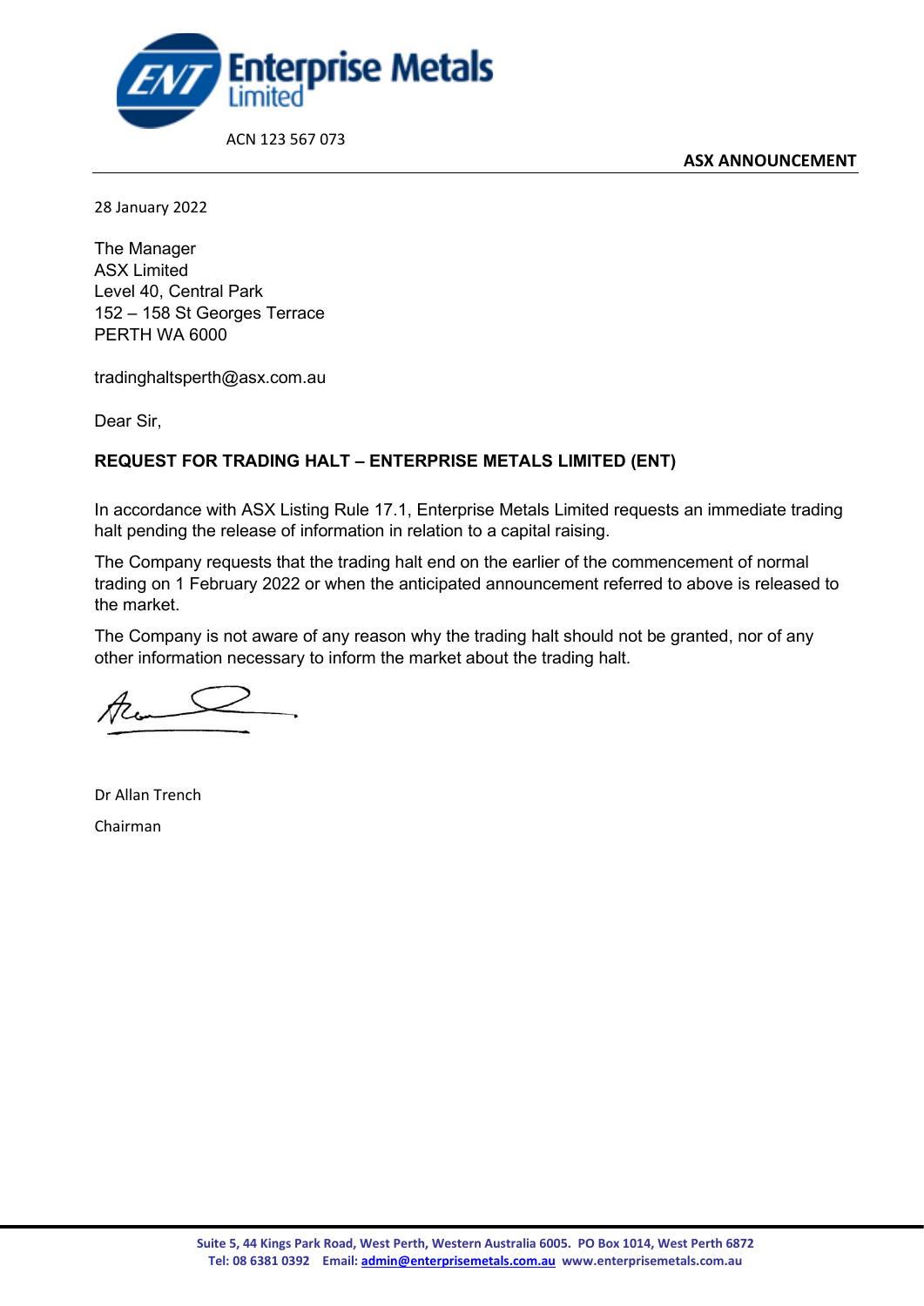Enterprise Metals Limited

ACN 123 567 073

**ASX ANNOUNCEMENT**

28 January 2022

The Manager
ASX Limited
Level 40, Central Park
152 – 158 St Georges Terrace
PERTH WA 6000

tradinghaltsperth@asx.com.au

Dear Sir,

**REQUEST FOR TRADING HALT – ENTERPRISE METALS LIMITED (ENT)**

In accordance with ASX Listing Rule 17.1, Enterprise Metals Limited requests an immediate trading halt pending the release of information in relation to a capital raising.

The Company requests that the trading halt end on the earlier of the commencement of normal trading on 1 February 2022 or when the anticipated announcement referred to above is released to the market.

The Company is not aware of any reason why the trading halt should not be granted, nor of any other information necessary to inform the market about the trading halt.

Dr Allan Trench

Chairman

Suite 5, 44 Kings Park Road, West Perth, Western Australia 6005. PO Box 1014, West Perth 6872
Tel: 08 6381 0392 Email: admin@enterprisemetals.com.au www.enterprisemetals.com.au